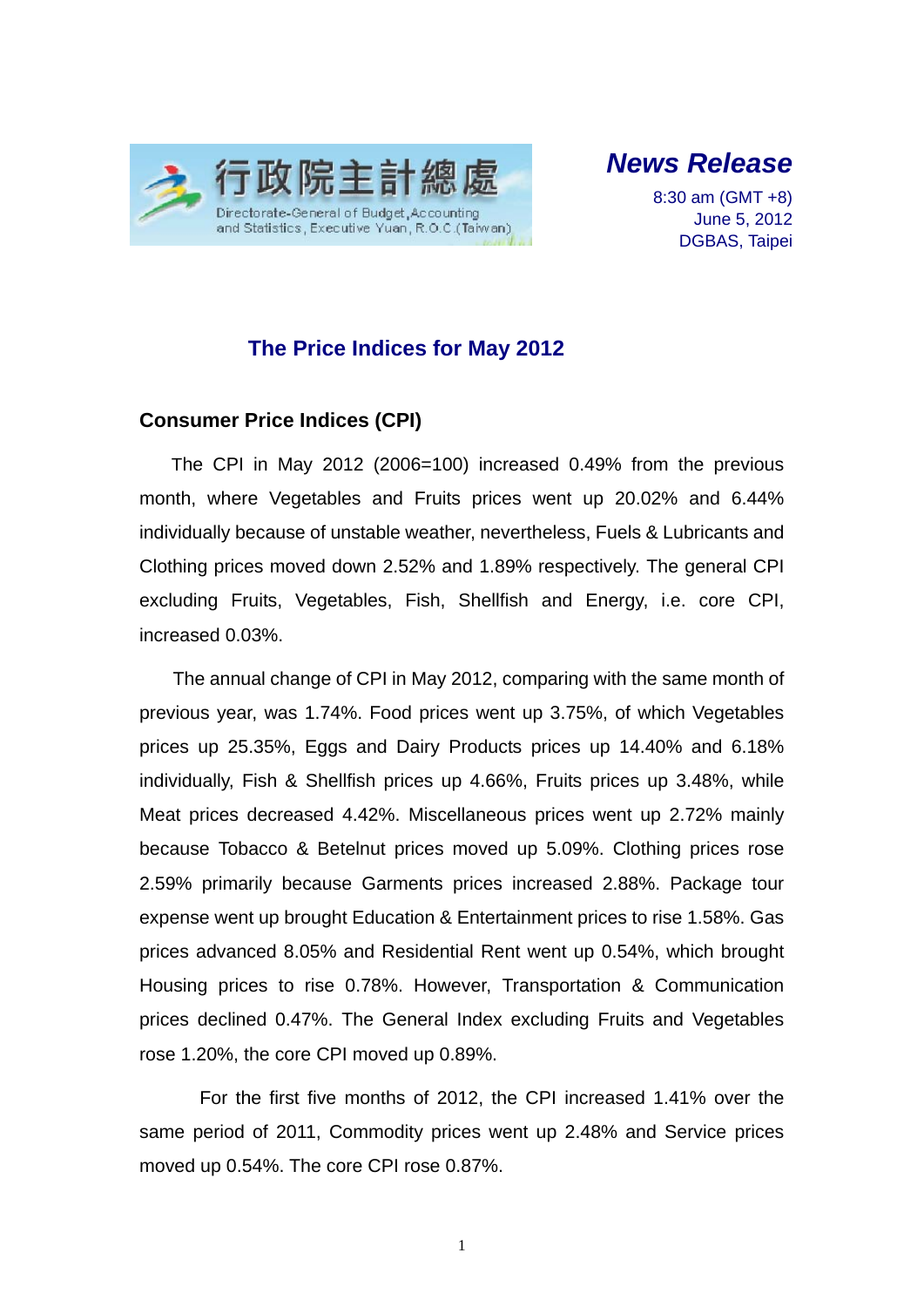行政院主計總處

Directorate-General of Budget, Accounting and Statistics, Executive Yuan, R.O.C.(Taiwan)

***News Release***

8:30 am (GMT +8)
June 5, 2012
DGBAS, Taipei

# The Price Indices for May 2012

## Consumer Price Indices (CPI)

The CPI in May 2012 (2006=100) increased 0.49% from the previous month, where Vegetables and Fruits prices went up 20.02% and 6.44% individually because of unstable weather, nevertheless, Fuels & Lubricants and Clothing prices moved down 2.52% and 1.89% respectively. The general CPI excluding Fruits, Vegetables, Fish, Shellfish and Energy, i.e. core CPI, increased 0.03%.

The annual change of CPI in May 2012, comparing with the same month of previous year, was 1.74%. Food prices went up 3.75%, of which Vegetables prices up 25.35%, Eggs and Dairy Products prices up 14.40% and 6.18% individually, Fish & Shellfish prices up 4.66%, Fruits prices up 3.48%, while Meat prices decreased 4.42%. Miscellaneous prices went up 2.72% mainly because Tobacco & Betelnut prices moved up 5.09%. Clothing prices rose 2.59% primarily because Garments prices increased 2.88%. Package tour expense went up brought Education & Entertainment prices to rise 1.58%. Gas prices advanced 8.05% and Residential Rent went up 0.54%, which brought Housing prices to rise 0.78%. However, Transportation & Communication prices declined 0.47%. The General Index excluding Fruits and Vegetables rose 1.20%, the core CPI moved up 0.89%.

For the first five months of 2012, the CPI increased 1.41% over the same period of 2011, Commodity prices went up 2.48% and Service prices moved up 0.54%. The core CPI rose 0.87%.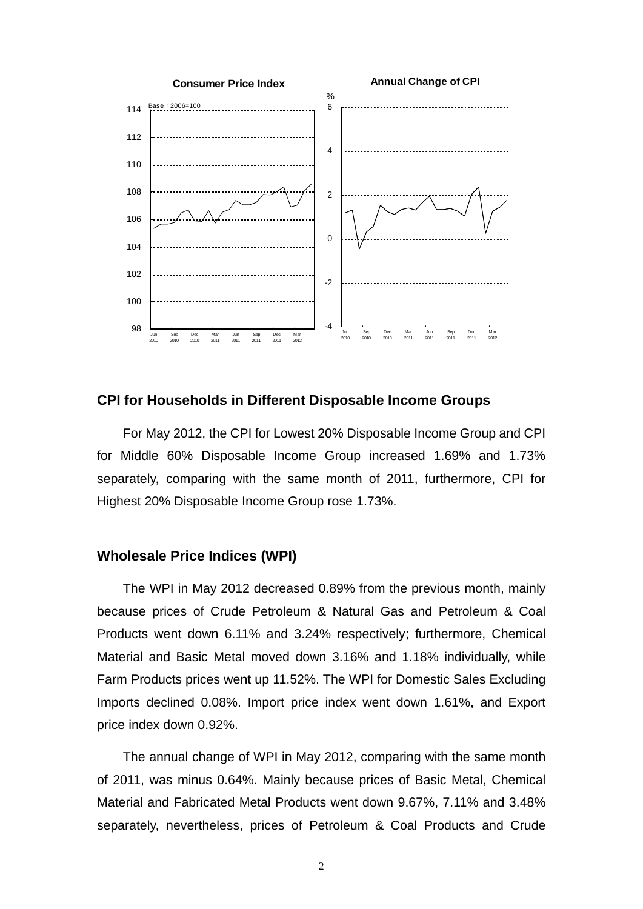## CPI for Households in Different Disposable Income Groups

For May 2012, the CPI for Lowest 20% Disposable Income Group and CPI for Middle 60% Disposable Income Group increased 1.69% and 1.73% separately, comparing with the same month of 2011, furthermore, CPI for Highest 20% Disposable Income Group rose 1.73%.

## Wholesale Price Indices (WPI)

The WPI in May 2012 decreased 0.89% from the previous month, mainly because prices of Crude Petroleum & Natural Gas and Petroleum & Coal Products went down 6.11% and 3.24% respectively; furthermore, Chemical Material and Basic Metal moved down 3.16% and 1.18% individually, while Farm Products prices went up 11.52%. The WPI for Domestic Sales Excluding Imports declined 0.08%. Import price index went down 1.61%, and Export price index down 0.92%.

The annual change of WPI in May 2012, comparing with the same month of 2011, was minus 0.64%. Mainly because prices of Basic Metal, Chemical Material and Fabricated Metal Products went down 9.67%, 7.11% and 3.48% separately, nevertheless, prices of Petroleum & Coal Products and Crude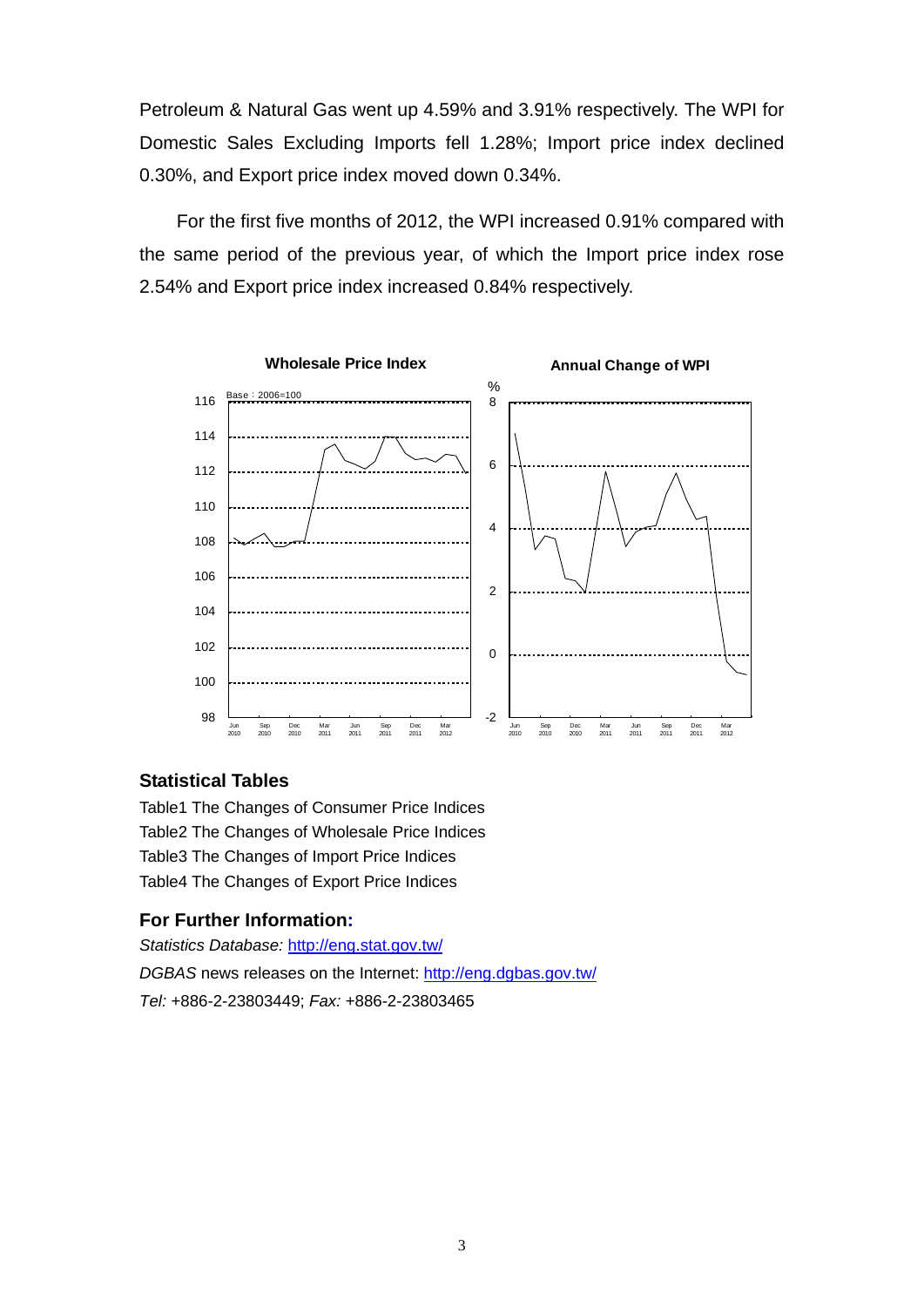Petroleum & Natural Gas went up 4.59% and 3.91% respectively. The WPI for Domestic Sales Excluding Imports fell 1.28%; Import price index declined 0.30%, and Export price index moved down 0.34%.

For the first five months of 2012, the WPI increased 0.91% compared with the same period of the previous year, of which the Import price index rose 2.54% and Export price index increased 0.84% respectively.

## Statistical Tables

Table1 The Changes of Consumer Price Indices
Table2 The Changes of Wholesale Price Indices
Table3 The Changes of Import Price Indices
Table4 The Changes of Export Price Indices

## For Further Information:

*Statistics Database:* http://eng.stat.gov.tw/
*DGBAS* news releases on the Internet: http://eng.dgbas.gov.tw/
*Tel:* +886-2-23803449; *Fax:* +886-2-23803465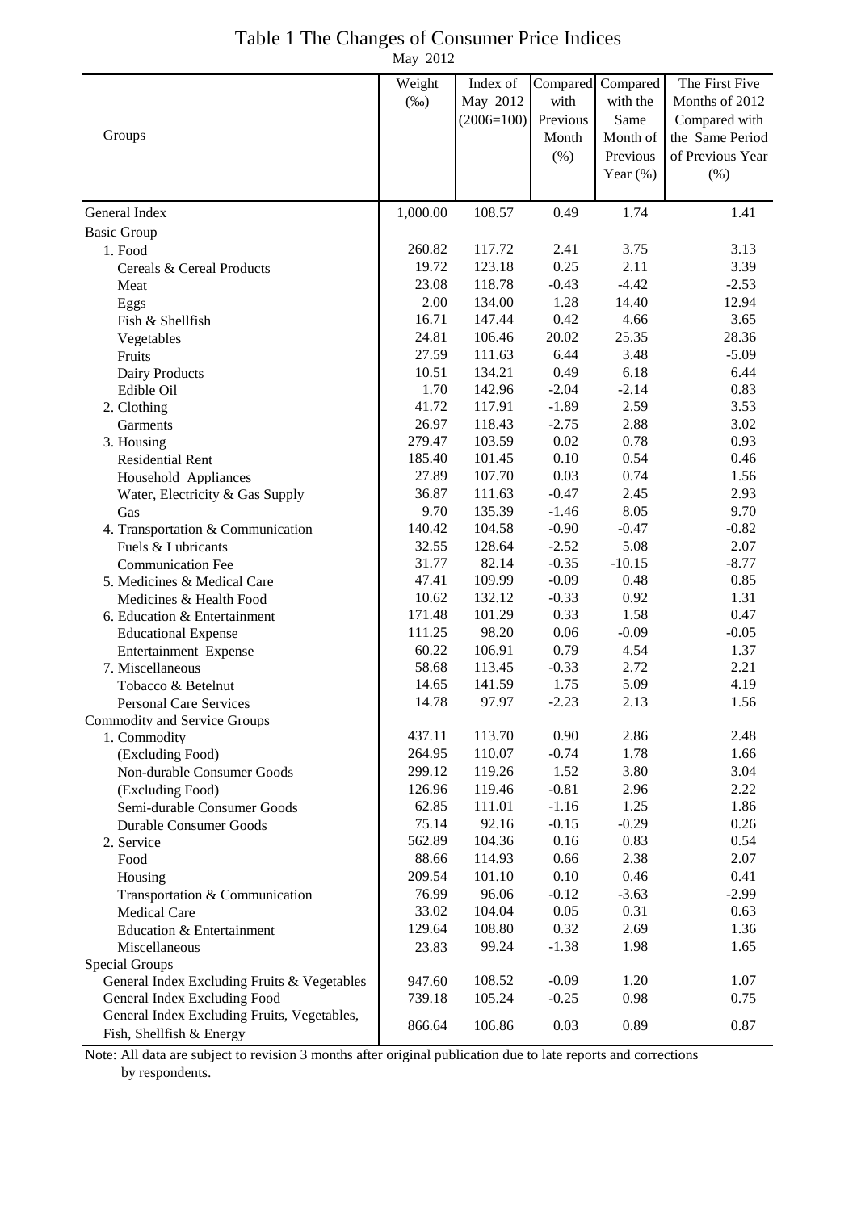# Table 1 The Changes of Consumer Price Indices

May 2012

| Groups | Weight (‰) | Index of May 2012 (2006=100) | Compared with Previous Month (%) | Compared with the Same Month of Previous Year (%) | The First Five Months of 2012 Compared with the Same Period of Previous Year (%) |
|---|---|---|---|---|---|
| General Index | 1,000.00 | 108.57 | 0.49 | 1.74 | 1.41 |
| Basic Group | | | | | |
| 1. Food | 260.82 | 117.72 | 2.41 | 3.75 | 3.13 |
| Cereals & Cereal Products | 19.72 | 123.18 | 0.25 | 2.11 | 3.39 |
| Meat | 23.08 | 118.78 | -0.43 | -4.42 | -2.53 |
| Eggs | 2.00 | 134.00 | 1.28 | 14.40 | 12.94 |
| Fish & Shellfish | 16.71 | 147.44 | 0.42 | 4.66 | 3.65 |
| Vegetables | 24.81 | 106.46 | 20.02 | 25.35 | 28.36 |
| Fruits | 27.59 | 111.63 | 6.44 | 3.48 | -5.09 |
| Dairy Products | 10.51 | 134.21 | 0.49 | 6.18 | 6.44 |
| Edible Oil | 1.70 | 142.96 | -2.04 | -2.14 | 0.83 |
| 2. Clothing | 41.72 | 117.91 | -1.89 | 2.59 | 3.53 |
| Garments | 26.97 | 118.43 | -2.75 | 2.88 | 3.02 |
| 3. Housing | 279.47 | 103.59 | 0.02 | 0.78 | 0.93 |
| Residential Rent | 185.40 | 101.45 | 0.10 | 0.54 | 0.46 |
| Household Appliances | 27.89 | 107.70 | 0.03 | 0.74 | 1.56 |
| Water, Electricity & Gas Supply | 36.87 | 111.63 | -0.47 | 2.45 | 2.93 |
| Gas | 9.70 | 135.39 | -1.46 | 8.05 | 9.70 |
| 4. Transportation & Communication | 140.42 | 104.58 | -0.90 | -0.47 | -0.82 |
| Fuels & Lubricants | 32.55 | 128.64 | -2.52 | 5.08 | 2.07 |
| Communication Fee | 31.77 | 82.14 | -0.35 | -10.15 | -8.77 |
| 5. Medicines & Medical Care | 47.41 | 109.99 | -0.09 | 0.48 | 0.85 |
| Medicines & Health Food | 10.62 | 132.12 | -0.33 | 0.92 | 1.31 |
| 6. Education & Entertainment | 171.48 | 101.29 | 0.33 | 1.58 | 0.47 |
| Educational Expense | 111.25 | 98.20 | 0.06 | -0.09 | -0.05 |
| Entertainment Expense | 60.22 | 106.91 | 0.79 | 4.54 | 1.37 |
| 7. Miscellaneous | 58.68 | 113.45 | -0.33 | 2.72 | 2.21 |
| Tobacco & Betelnut | 14.65 | 141.59 | 1.75 | 5.09 | 4.19 |
| Personal Care Services | 14.78 | 97.97 | -2.23 | 2.13 | 1.56 |
| Commodity and Service Groups | | | | | |
| 1. Commodity | 437.11 | 113.70 | 0.90 | 2.86 | 2.48 |
| (Excluding Food) | 264.95 | 110.07 | -0.74 | 1.78 | 1.66 |
| Non-durable Consumer Goods | 299.12 | 119.26 | 1.52 | 3.80 | 3.04 |
| (Excluding Food) | 126.96 | 119.46 | -0.81 | 2.96 | 2.22 |
| Semi-durable Consumer Goods | 62.85 | 111.01 | -1.16 | 1.25 | 1.86 |
| Durable Consumer Goods | 75.14 | 92.16 | -0.15 | -0.29 | 0.26 |
| 2. Service | 562.89 | 104.36 | 0.16 | 0.83 | 0.54 |
| Food | 88.66 | 114.93 | 0.66 | 2.38 | 2.07 |
| Housing | 209.54 | 101.10 | 0.10 | 0.46 | 0.41 |
| Transportation & Communication | 76.99 | 96.06 | -0.12 | -3.63 | -2.99 |
| Medical Care | 33.02 | 104.04 | 0.05 | 0.31 | 0.63 |
| Education & Entertainment | 129.64 | 108.80 | 0.32 | 2.69 | 1.36 |
| Miscellaneous | 23.83 | 99.24 | -1.38 | 1.98 | 1.65 |
| Special Groups | | | | | |
| General Index Excluding Fruits & Vegetables | 947.60 | 108.52 | -0.09 | 1.20 | 1.07 |
| General Index Excluding Food | 739.18 | 105.24 | -0.25 | 0.98 | 0.75 |
| General Index Excluding Fruits, Vegetables, Fish, Shellfish & Energy | 866.64 | 106.86 | 0.03 | 0.89 | 0.87 |

Note: All data are subject to revision 3 months after original publication due to late reports and corrections by respondents.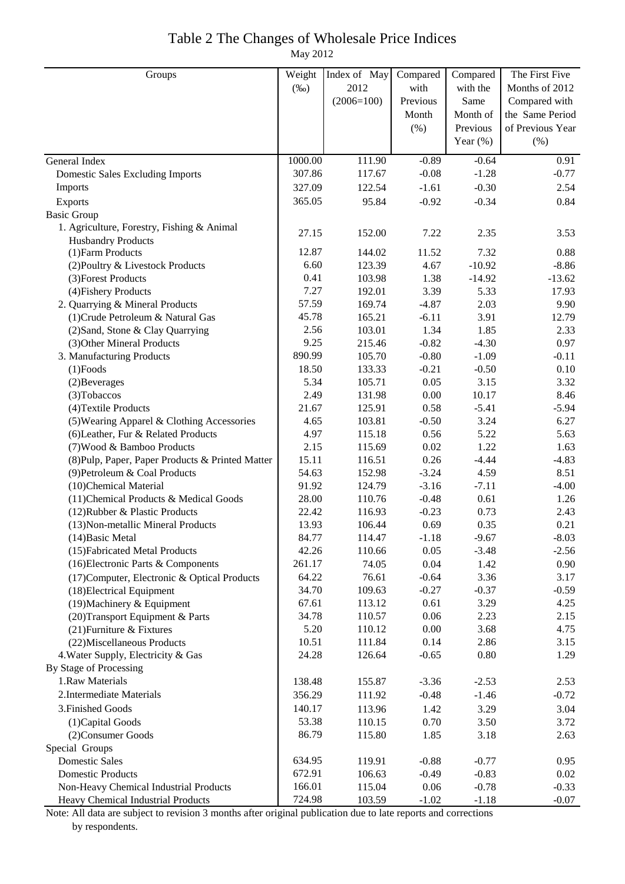# Table 2 The Changes of Wholesale Price Indices

May 2012

| Groups | Weight (‰) | Index of May 2012 (2006=100) | Compared with Previous Month (%) | Compared with the Same Month of Previous Year (%) | The First Five Months of 2012 Compared with the Same Period of Previous Year (%) |
|---|---|---|---|---|---|
| General Index | 1000.00 | 111.90 | -0.89 | -0.64 | 0.91 |
| Domestic Sales Excluding Imports | 307.86 | 117.67 | -0.08 | -1.28 | -0.77 |
| Imports | 327.09 | 122.54 | -1.61 | -0.30 | 2.54 |
| Exports | 365.05 | 95.84 | -0.92 | -0.34 | 0.84 |
| Basic Group | | | | | |
| 1. Agriculture, Forestry, Fishing & Animal Husbandry Products | 27.15 | 152.00 | 7.22 | 2.35 | 3.53 |
| (1)Farm Products | 12.87 | 144.02 | 11.52 | 7.32 | 0.88 |
| (2)Poultry & Livestock Products | 6.60 | 123.39 | 4.67 | -10.92 | -8.86 |
| (3)Forest Products | 0.41 | 103.98 | 1.38 | -14.92 | -13.62 |
| (4)Fishery Products | 7.27 | 192.01 | 3.39 | 5.33 | 17.93 |
| 2. Quarrying & Mineral Products | 57.59 | 169.74 | -4.87 | 2.03 | 9.90 |
| (1)Crude Petroleum & Natural Gas | 45.78 | 165.21 | -6.11 | 3.91 | 12.79 |
| (2)Sand, Stone & Clay Quarrying | 2.56 | 103.01 | 1.34 | 1.85 | 2.33 |
| (3)Other Mineral Products | 9.25 | 215.46 | -0.82 | -4.30 | 0.97 |
| 3. Manufacturing Products | 890.99 | 105.70 | -0.80 | -1.09 | -0.11 |
| (1)Foods | 18.50 | 133.33 | -0.21 | -0.50 | 0.10 |
| (2)Beverages | 5.34 | 105.71 | 0.05 | 3.15 | 3.32 |
| (3)Tobaccos | 2.49 | 131.98 | 0.00 | 10.17 | 8.46 |
| (4)Textile Products | 21.67 | 125.91 | 0.58 | -5.41 | -5.94 |
| (5)Wearing Apparel & Clothing Accessories | 4.65 | 103.81 | -0.50 | 3.24 | 6.27 |
| (6)Leather, Fur & Related Products | 4.97 | 115.18 | 0.56 | 5.22 | 5.63 |
| (7)Wood & Bamboo Products | 2.15 | 115.69 | 0.02 | 1.22 | 1.63 |
| (8)Pulp, Paper, Paper Products & Printed Matter | 15.11 | 116.51 | 0.26 | -4.44 | -4.83 |
| (9)Petroleum & Coal Products | 54.63 | 152.98 | -3.24 | 4.59 | 8.51 |
| (10)Chemical Material | 91.92 | 124.79 | -3.16 | -7.11 | -4.00 |
| (11)Chemical Products & Medical Goods | 28.00 | 110.76 | -0.48 | 0.61 | 1.26 |
| (12)Rubber & Plastic Products | 22.42 | 116.93 | -0.23 | 0.73 | 2.43 |
| (13)Non-metallic Mineral Products | 13.93 | 106.44 | 0.69 | 0.35 | 0.21 |
| (14)Basic Metal | 84.77 | 114.47 | -1.18 | -9.67 | -8.03 |
| (15)Fabricated Metal Products | 42.26 | 110.66 | 0.05 | -3.48 | -2.56 |
| (16)Electronic Parts & Components | 261.17 | 74.05 | 0.04 | 1.42 | 0.90 |
| (17)Computer, Electronic & Optical Products | 64.22 | 76.61 | -0.64 | 3.36 | 3.17 |
| (18)Electrical Equipment | 34.70 | 109.63 | -0.27 | -0.37 | -0.59 |
| (19)Machinery & Equipment | 67.61 | 113.12 | 0.61 | 3.29 | 4.25 |
| (20)Transport Equipment & Parts | 34.78 | 110.57 | 0.06 | 2.23 | 2.15 |
| (21)Furniture & Fixtures | 5.20 | 110.12 | 0.00 | 3.68 | 4.75 |
| (22)Miscellaneous Products | 10.51 | 111.84 | 0.14 | 2.86 | 3.15 |
| 4.Water Supply, Electricity & Gas | 24.28 | 126.64 | -0.65 | 0.80 | 1.29 |
| By Stage of Processing | | | | | |
| 1.Raw Materials | 138.48 | 155.87 | -3.36 | -2.53 | 2.53 |
| 2.Intermediate Materials | 356.29 | 111.92 | -0.48 | -1.46 | -0.72 |
| 3.Finished Goods | 140.17 | 113.96 | 1.42 | 3.29 | 3.04 |
| (1)Capital Goods | 53.38 | 110.15 | 0.70 | 3.50 | 3.72 |
| (2)Consumer Goods | 86.79 | 115.80 | 1.85 | 3.18 | 2.63 |
| Special Groups | | | | | |
| Domestic Sales | 634.95 | 119.91 | -0.88 | -0.77 | 0.95 |
| Domestic Products | 672.91 | 106.63 | -0.49 | -0.83 | 0.02 |
| Non-Heavy Chemical Industrial Products | 166.01 | 115.04 | 0.06 | -0.78 | -0.33 |
| Heavy Chemical Industrial Products | 724.98 | 103.59 | -1.02 | -1.18 | -0.07 |

Note: All data are subject to revision 3 months after original publication due to late reports and corrections by respondents.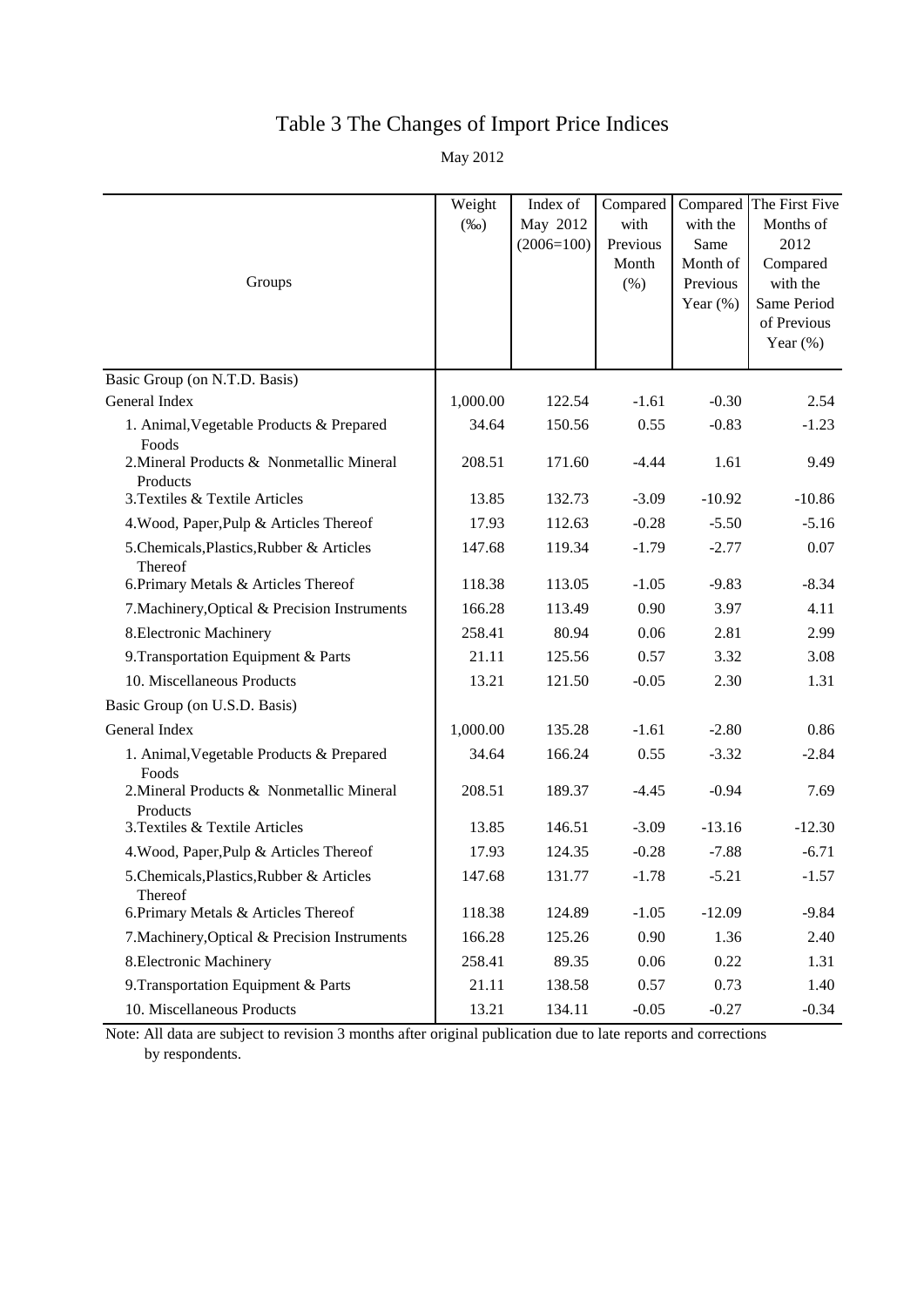# Table 3 The Changes of Import Price Indices

May 2012

| Groups | Weight (‰) | Index of May 2012 (2006=100) | Compared with Previous Month (%) | Compared with the Same Month of Previous Year (%) | The First Five Months of 2012 Compared with the Same Period of Previous Year (%) |
|---|---|---|---|---|---|
| Basic Group (on N.T.D. Basis) | | | | | |
| General Index | 1,000.00 | 122.54 | -1.61 | -0.30 | 2.54 |
| 1. Animal,Vegetable Products & Prepared Foods | 34.64 | 150.56 | 0.55 | -0.83 | -1.23 |
| 2.Mineral Products & Nonmetallic Mineral Products | 208.51 | 171.60 | -4.44 | 1.61 | 9.49 |
| 3.Textiles & Textile Articles | 13.85 | 132.73 | -3.09 | -10.92 | -10.86 |
| 4.Wood, Paper,Pulp & Articles Thereof | 17.93 | 112.63 | -0.28 | -5.50 | -5.16 |
| 5.Chemicals,Plastics,Rubber & Articles Thereof | 147.68 | 119.34 | -1.79 | -2.77 | 0.07 |
| 6.Primary Metals & Articles Thereof | 118.38 | 113.05 | -1.05 | -9.83 | -8.34 |
| 7.Machinery,Optical & Precision Instruments | 166.28 | 113.49 | 0.90 | 3.97 | 4.11 |
| 8.Electronic Machinery | 258.41 | 80.94 | 0.06 | 2.81 | 2.99 |
| 9.Transportation Equipment & Parts | 21.11 | 125.56 | 0.57 | 3.32 | 3.08 |
| 10. Miscellaneous Products | 13.21 | 121.50 | -0.05 | 2.30 | 1.31 |
| Basic Group (on U.S.D. Basis) | | | | | |
| General Index | 1,000.00 | 135.28 | -1.61 | -2.80 | 0.86 |
| 1. Animal,Vegetable Products & Prepared Foods | 34.64 | 166.24 | 0.55 | -3.32 | -2.84 |
| 2.Mineral Products & Nonmetallic Mineral Products | 208.51 | 189.37 | -4.45 | -0.94 | 7.69 |
| 3.Textiles & Textile Articles | 13.85 | 146.51 | -3.09 | -13.16 | -12.30 |
| 4.Wood, Paper,Pulp & Articles Thereof | 17.93 | 124.35 | -0.28 | -7.88 | -6.71 |
| 5.Chemicals,Plastics,Rubber & Articles Thereof | 147.68 | 131.77 | -1.78 | -5.21 | -1.57 |
| 6.Primary Metals & Articles Thereof | 118.38 | 124.89 | -1.05 | -12.09 | -9.84 |
| 7.Machinery,Optical & Precision Instruments | 166.28 | 125.26 | 0.90 | 1.36 | 2.40 |
| 8.Electronic Machinery | 258.41 | 89.35 | 0.06 | 0.22 | 1.31 |
| 9.Transportation Equipment & Parts | 21.11 | 138.58 | 0.57 | 0.73 | 1.40 |
| 10. Miscellaneous Products | 13.21 | 134.11 | -0.05 | -0.27 | -0.34 |

Note: All data are subject to revision 3 months after original publication due to late reports and corrections by respondents.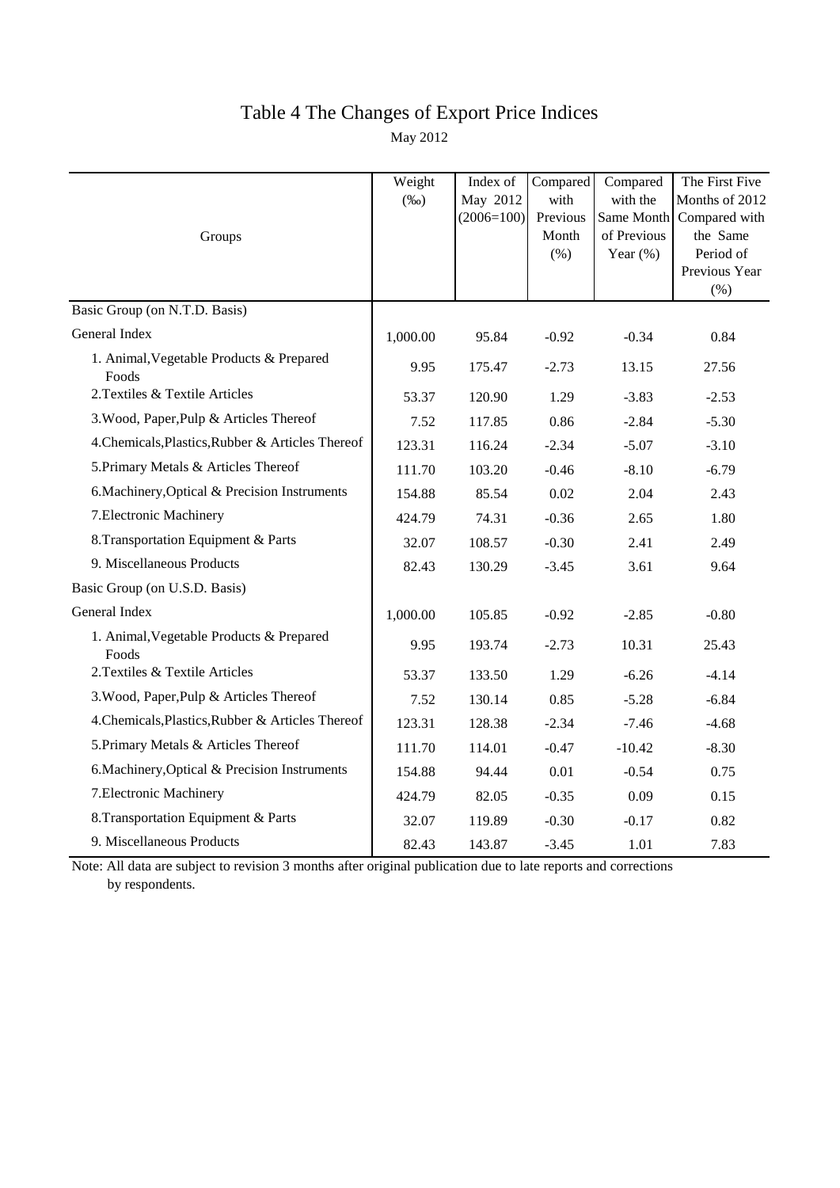# Table 4 The Changes of Export Price Indices

May 2012

| Groups | Weight (‰) | Index of May 2012 (2006=100) | Compared with Previous Month (%) | Compared with the Same Month of Previous Year (%) | The First Five Months of 2012 Compared with the Same Period of Previous Year (%) |
|---|---|---|---|---|---|
| Basic Group (on N.T.D. Basis) | | | | | |
| General Index | 1,000.00 | 95.84 | -0.92 | -0.34 | 0.84 |
| 1. Animal,Vegetable Products & Prepared Foods | 9.95 | 175.47 | -2.73 | 13.15 | 27.56 |
| 2.Textiles & Textile Articles | 53.37 | 120.90 | 1.29 | -3.83 | -2.53 |
| 3.Wood, Paper,Pulp & Articles Thereof | 7.52 | 117.85 | 0.86 | -2.84 | -5.30 |
| 4.Chemicals,Plastics,Rubber & Articles Thereof | 123.31 | 116.24 | -2.34 | -5.07 | -3.10 |
| 5.Primary Metals & Articles Thereof | 111.70 | 103.20 | -0.46 | -8.10 | -6.79 |
| 6.Machinery,Optical & Precision Instruments | 154.88 | 85.54 | 0.02 | 2.04 | 2.43 |
| 7.Electronic Machinery | 424.79 | 74.31 | -0.36 | 2.65 | 1.80 |
| 8.Transportation Equipment & Parts | 32.07 | 108.57 | -0.30 | 2.41 | 2.49 |
| 9. Miscellaneous Products | 82.43 | 130.29 | -3.45 | 3.61 | 9.64 |
| Basic Group (on U.S.D. Basis) | | | | | |
| General Index | 1,000.00 | 105.85 | -0.92 | -2.85 | -0.80 |
| 1. Animal,Vegetable Products & Prepared Foods | 9.95 | 193.74 | -2.73 | 10.31 | 25.43 |
| 2.Textiles & Textile Articles | 53.37 | 133.50 | 1.29 | -6.26 | -4.14 |
| 3.Wood, Paper,Pulp & Articles Thereof | 7.52 | 130.14 | 0.85 | -5.28 | -6.84 |
| 4.Chemicals,Plastics,Rubber & Articles Thereof | 123.31 | 128.38 | -2.34 | -7.46 | -4.68 |
| 5.Primary Metals & Articles Thereof | 111.70 | 114.01 | -0.47 | -10.42 | -8.30 |
| 6.Machinery,Optical & Precision Instruments | 154.88 | 94.44 | 0.01 | -0.54 | 0.75 |
| 7.Electronic Machinery | 424.79 | 82.05 | -0.35 | 0.09 | 0.15 |
| 8.Transportation Equipment & Parts | 32.07 | 119.89 | -0.30 | -0.17 | 0.82 |
| 9. Miscellaneous Products | 82.43 | 143.87 | -3.45 | 1.01 | 7.83 |

Note: All data are subject to revision 3 months after original publication due to late reports and corrections by respondents.